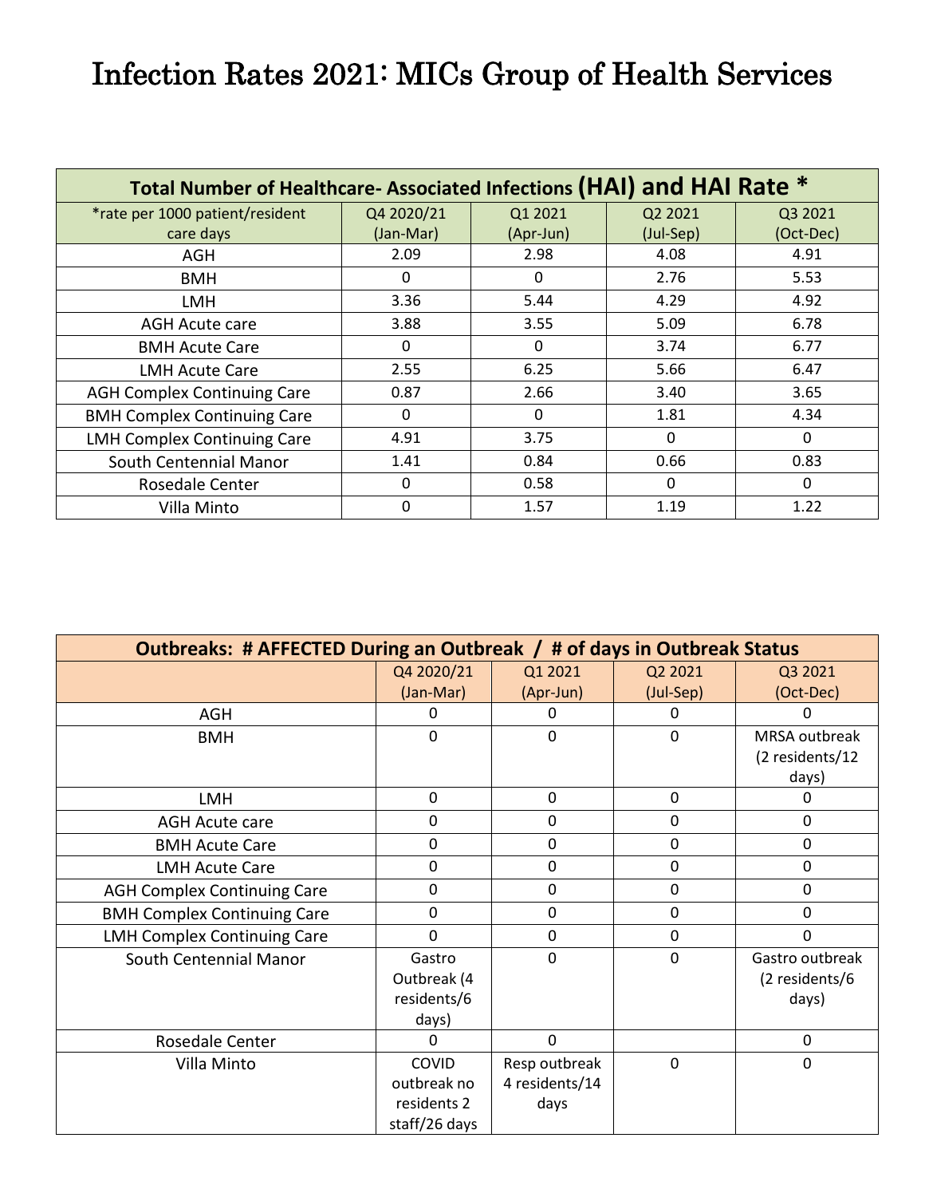# Infection Rates 2021: MICs Group of Health Services

| Total Number of Healthcare- Associated Infections (HAI) and HAI Rate * | | | | |
|---|---|---|---|---|
| *rate per 1000 patient/resident care days | Q4 2020/21 (Jan-Mar) | Q1 2021 (Apr-Jun) | Q2 2021 (Jul-Sep) | Q3 2021 (Oct-Dec) |
| AGH | 2.09 | 2.98 | 4.08 | 4.91 |
| BMH | 0 | 0 | 2.76 | 5.53 |
| LMH | 3.36 | 5.44 | 4.29 | 4.92 |
| AGH Acute care | 3.88 | 3.55 | 5.09 | 6.78 |
| BMH Acute Care | 0 | 0 | 3.74 | 6.77 |
| LMH Acute Care | 2.55 | 6.25 | 5.66 | 6.47 |
| AGH Complex Continuing Care | 0.87 | 2.66 | 3.40 | 3.65 |
| BMH Complex Continuing Care | 0 | 0 | 1.81 | 4.34 |
| LMH Complex Continuing Care | 4.91 | 3.75 | 0 | 0 |
| South Centennial Manor | 1.41 | 0.84 | 0.66 | 0.83 |
| Rosedale Center | 0 | 0.58 | 0 | 0 |
| Villa Minto | 0 | 1.57 | 1.19 | 1.22 |

| Outbreaks: # AFFECTED During an Outbreak / # of days in Outbreak Status | | | | |
|---|---|---|---|---|
| | Q4 2020/21 (Jan-Mar) | Q1 2021 (Apr-Jun) | Q2 2021 (Jul-Sep) | Q3 2021 (Oct-Dec) |
| AGH | 0 | 0 | 0 | 0 |
| BMH | 0 | 0 | 0 | MRSA outbreak (2 residents/12 days) |
| LMH | 0 | 0 | 0 | 0 |
| AGH Acute care | 0 | 0 | 0 | 0 |
| BMH Acute Care | 0 | 0 | 0 | 0 |
| LMH Acute Care | 0 | 0 | 0 | 0 |
| AGH Complex Continuing Care | 0 | 0 | 0 | 0 |
| BMH Complex Continuing Care | 0 | 0 | 0 | 0 |
| LMH Complex Continuing Care | 0 | 0 | 0 | 0 |
| South Centennial Manor | Gastro Outbreak (4 residents/6 days) | 0 | 0 | Gastro outbreak (2 residents/6 days) |
| Rosedale Center | 0 | 0 | | 0 |
| Villa Minto | COVID outbreak no residents 2 staff/26 days | Resp outbreak 4 residents/14 days | 0 | 0 |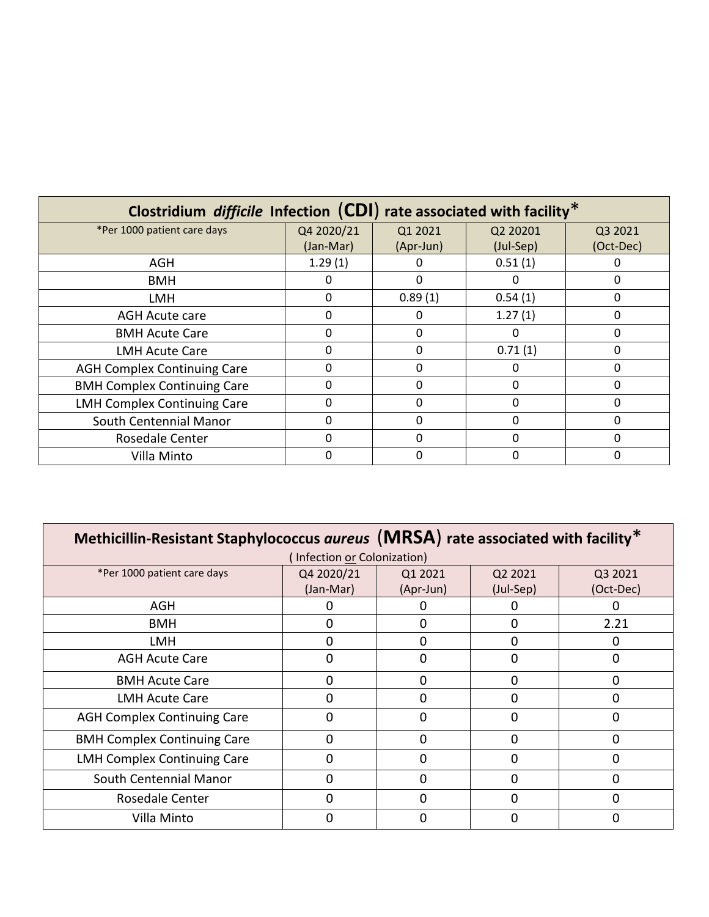| Clostridium *difficile* Infection (CDI) rate associated with facility* | | | | |
|---|---|---|---|---|
| *Per 1000 patient care days | Q4 2020/21 (Jan-Mar) | Q1 2021 (Apr-Jun) | Q2 20201 (Jul-Sep) | Q3 2021 (Oct-Dec) |
| AGH | 1.29 (1) | 0 | 0.51 (1) | 0 |
| BMH | 0 | 0 | 0 | 0 |
| LMH | 0 | 0.89 (1) | 0.54 (1) | 0 |
| AGH Acute care | 0 | 0 | 1.27 (1) | 0 |
| BMH Acute Care | 0 | 0 | 0 | 0 |
| LMH Acute Care | 0 | 0 | 0.71 (1) | 0 |
| AGH Complex Continuing Care | 0 | 0 | 0 | 0 |
| BMH Complex Continuing Care | 0 | 0 | 0 | 0 |
| LMH Complex Continuing Care | 0 | 0 | 0 | 0 |
| South Centennial Manor | 0 | 0 | 0 | 0 |
| Rosedale Center | 0 | 0 | 0 | 0 |
| Villa Minto | 0 | 0 | 0 | 0 |

| Methicillin-Resistant Staphylococcus *aureus* (MRSA) rate associated with facility* ( Infection or Colonization) | | | | |
|---|---|---|---|---|
| *Per 1000 patient care days | Q4 2020/21 (Jan-Mar) | Q1 2021 (Apr-Jun) | Q2 2021 (Jul-Sep) | Q3 2021 (Oct-Dec) |
| AGH | 0 | 0 | 0 | 0 |
| BMH | 0 | 0 | 0 | 2.21 |
| LMH | 0 | 0 | 0 | 0 |
| AGH Acute Care | 0 | 0 | 0 | 0 |
| BMH Acute Care | 0 | 0 | 0 | 0 |
| LMH Acute Care | 0 | 0 | 0 | 0 |
| AGH Complex Continuing Care | 0 | 0 | 0 | 0 |
| BMH Complex Continuing Care | 0 | 0 | 0 | 0 |
| LMH Complex Continuing Care | 0 | 0 | 0 | 0 |
| South Centennial Manor | 0 | 0 | 0 | 0 |
| Rosedale Center | 0 | 0 | 0 | 0 |
| Villa Minto | 0 | 0 | 0 | 0 |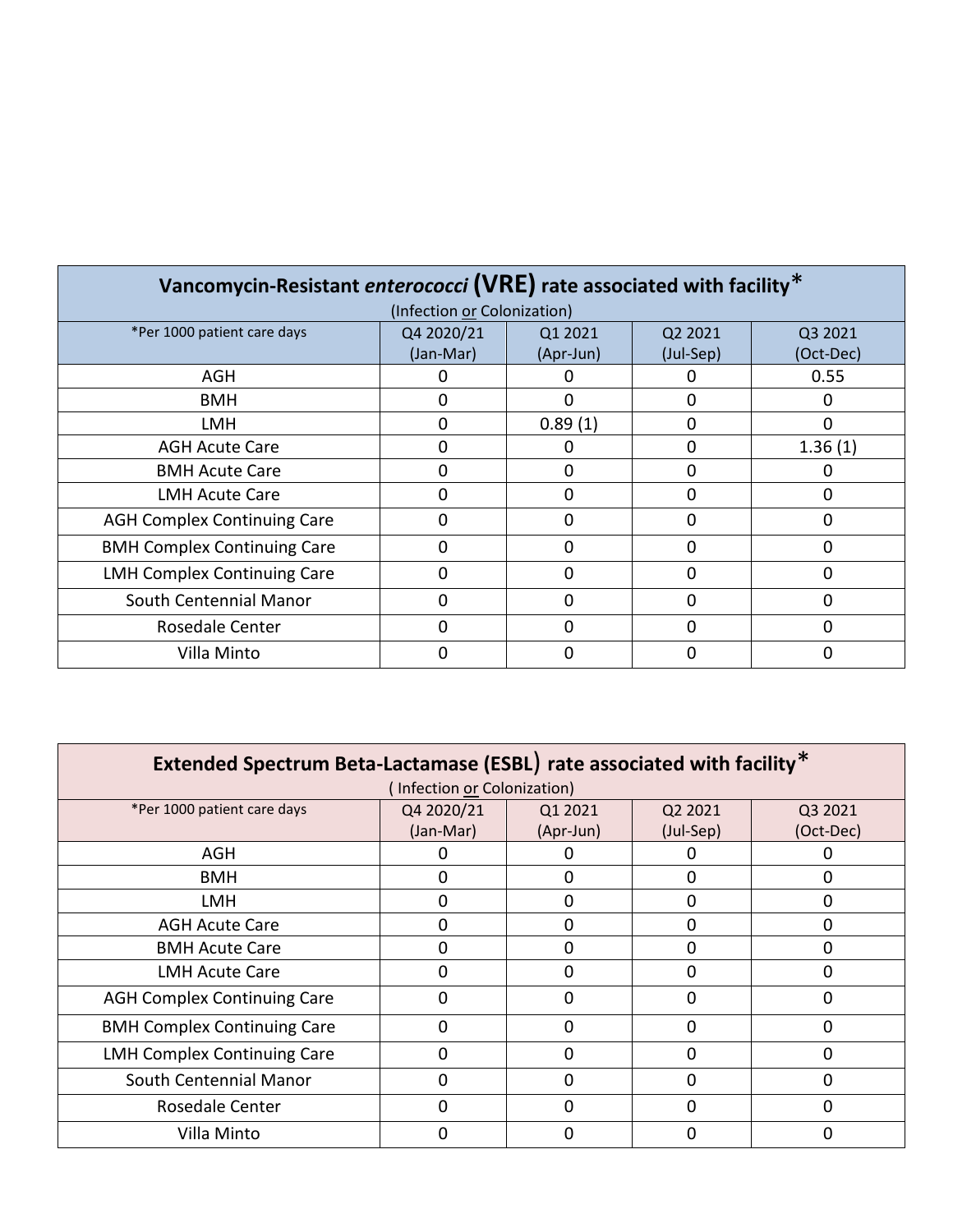| Vancomycin-Resistant *enterococci* **(VRE)** rate associated with facility* (Infection <u>or</u> Colonization) | | | | |
|---|---|---|---|---|
| *Per 1000 patient care days | Q4 2020/21 (Jan-Mar) | Q1 2021 (Apr-Jun) | Q2 2021 (Jul-Sep) | Q3 2021 (Oct-Dec) |
| AGH | 0 | 0 | 0 | 0.55 |
| BMH | 0 | 0 | 0 | 0 |
| LMH | 0 | 0.89 (1) | 0 | 0 |
| AGH Acute Care | 0 | 0 | 0 | 1.36 (1) |
| BMH Acute Care | 0 | 0 | 0 | 0 |
| LMH Acute Care | 0 | 0 | 0 | 0 |
| AGH Complex Continuing Care | 0 | 0 | 0 | 0 |
| BMH Complex Continuing Care | 0 | 0 | 0 | 0 |
| LMH Complex Continuing Care | 0 | 0 | 0 | 0 |
| South Centennial Manor | 0 | 0 | 0 | 0 |
| Rosedale Center | 0 | 0 | 0 | 0 |
| Villa Minto | 0 | 0 | 0 | 0 |

| **Extended Spectrum Beta-Lactamase (ESBL) rate associated with facility*** ( Infection <u>or</u> Colonization) | | | | |
|---|---|---|---|---|
| *Per 1000 patient care days | Q4 2020/21 (Jan-Mar) | Q1 2021 (Apr-Jun) | Q2 2021 (Jul-Sep) | Q3 2021 (Oct-Dec) |
| AGH | 0 | 0 | 0 | 0 |
| BMH | 0 | 0 | 0 | 0 |
| LMH | 0 | 0 | 0 | 0 |
| AGH Acute Care | 0 | 0 | 0 | 0 |
| BMH Acute Care | 0 | 0 | 0 | 0 |
| LMH Acute Care | 0 | 0 | 0 | 0 |
| AGH Complex Continuing Care | 0 | 0 | 0 | 0 |
| BMH Complex Continuing Care | 0 | 0 | 0 | 0 |
| LMH Complex Continuing Care | 0 | 0 | 0 | 0 |
| South Centennial Manor | 0 | 0 | 0 | 0 |
| Rosedale Center | 0 | 0 | 0 | 0 |
| Villa Minto | 0 | 0 | 0 | 0 |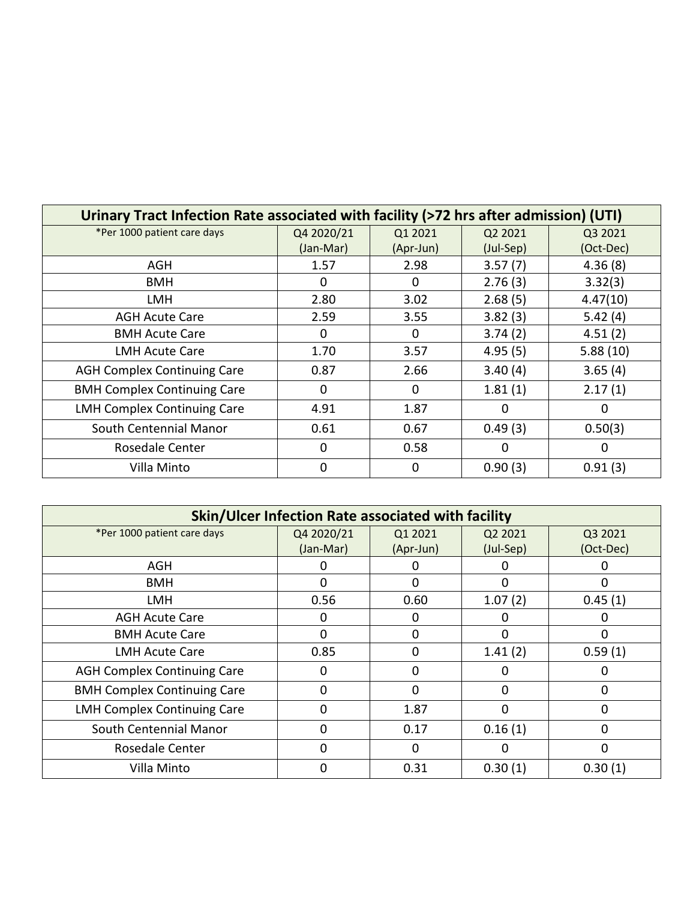| Urinary Tract Infection Rate associated with facility (>72 hrs after admission) (UTI) | | | | |
|---|---|---|---|---|
| *Per 1000 patient care days | Q4 2020/21 (Jan-Mar) | Q1 2021 (Apr-Jun) | Q2 2021 (Jul-Sep) | Q3 2021 (Oct-Dec) |
| AGH | 1.57 | 2.98 | 3.57 (7) | 4.36 (8) |
| BMH | 0 | 0 | 2.76 (3) | 3.32(3) |
| LMH | 2.80 | 3.02 | 2.68 (5) | 4.47(10) |
| AGH Acute Care | 2.59 | 3.55 | 3.82 (3) | 5.42 (4) |
| BMH Acute Care | 0 | 0 | 3.74 (2) | 4.51 (2) |
| LMH Acute Care | 1.70 | 3.57 | 4.95 (5) | 5.88 (10) |
| AGH Complex Continuing Care | 0.87 | 2.66 | 3.40 (4) | 3.65 (4) |
| BMH Complex Continuing Care | 0 | 0 | 1.81 (1) | 2.17 (1) |
| LMH Complex Continuing Care | 4.91 | 1.87 | 0 | 0 |
| South Centennial Manor | 0.61 | 0.67 | 0.49 (3) | 0.50(3) |
| Rosedale Center | 0 | 0.58 | 0 | 0 |
| Villa Minto | 0 | 0 | 0.90 (3) | 0.91 (3) |

| Skin/Ulcer Infection Rate associated with facility | | | | |
|---|---|---|---|---|
| *Per 1000 patient care days | Q4 2020/21 (Jan-Mar) | Q1 2021 (Apr-Jun) | Q2 2021 (Jul-Sep) | Q3 2021 (Oct-Dec) |
| AGH | 0 | 0 | 0 | 0 |
| BMH | 0 | 0 | 0 | 0 |
| LMH | 0.56 | 0.60 | 1.07 (2) | 0.45 (1) |
| AGH Acute Care | 0 | 0 | 0 | 0 |
| BMH Acute Care | 0 | 0 | 0 | 0 |
| LMH Acute Care | 0.85 | 0 | 1.41 (2) | 0.59 (1) |
| AGH Complex Continuing Care | 0 | 0 | 0 | 0 |
| BMH Complex Continuing Care | 0 | 0 | 0 | 0 |
| LMH Complex Continuing Care | 0 | 1.87 | 0 | 0 |
| South Centennial Manor | 0 | 0.17 | 0.16 (1) | 0 |
| Rosedale Center | 0 | 0 | 0 | 0 |
| Villa Minto | 0 | 0.31 | 0.30 (1) | 0.30 (1) |